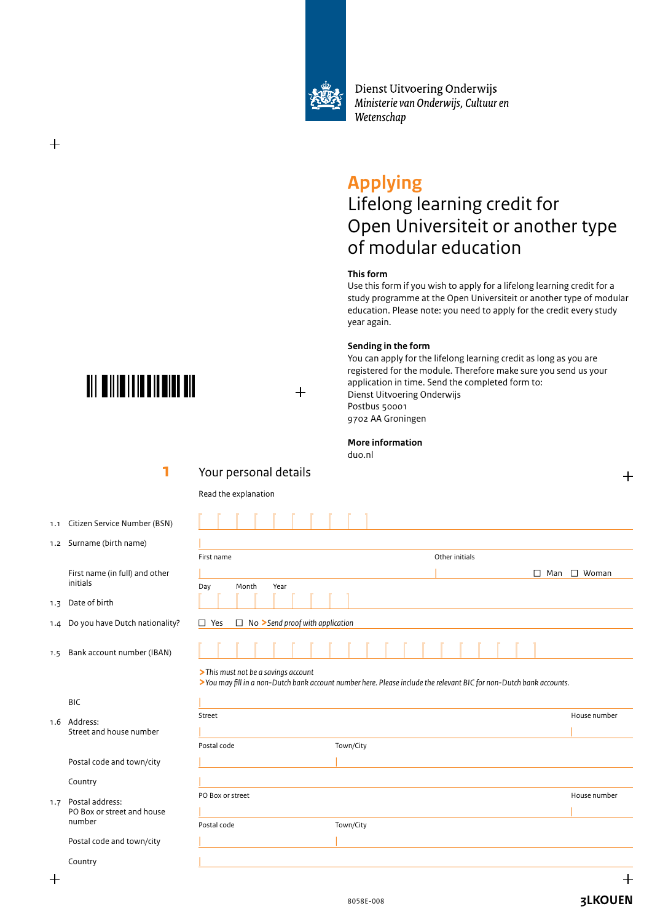Dienst Uitvoering Onderwijs
*Ministerie van Onderwijs, Cultuur en Wetenschap*

# Applying
## Lifelong learning credit for Open Universiteit or another type of modular education

**This form**
Use this form if you wish to apply for a lifelong learning credit for a study programme at the Open Universiteit or another type of modular education. Please note: you need to apply for the credit every study year again.

**Sending in the form**
You can apply for the lifelong learning credit as long as you are registered for the module. Therefore make sure you send us your application in time. Send the completed form to:
Dienst Uitvoering Onderwijs
Postbus 50001
9702 AA Groningen

**More information**
duo.nl

## 1 Your personal details

Read the explanation

1.1 Citizen Service Number (BSN)

1.2 Surname (birth name)

First name (in full) and other initials — First name / Other initials — ☐ Man ☐ Woman

1.3 Date of birth — Day / Month / Year

1.4 Do you have Dutch nationality? ☐ Yes ☐ No *> Send proof with application*

1.5 Bank account number (IBAN)

*> This must not be a savings account*
*> You may fill in a non-Dutch bank account number here. Please include the relevant BIC for non-Dutch bank accounts.*

BIC

1.6 Address:
Street and house number — Street / House number

Postal code and town/city — Postal code / Town/City

Country

1.7 Postal address:
PO Box or street and house number — PO Box or street / House number

Postal code and town/city — Postal code / Town/City

Country

8058E-008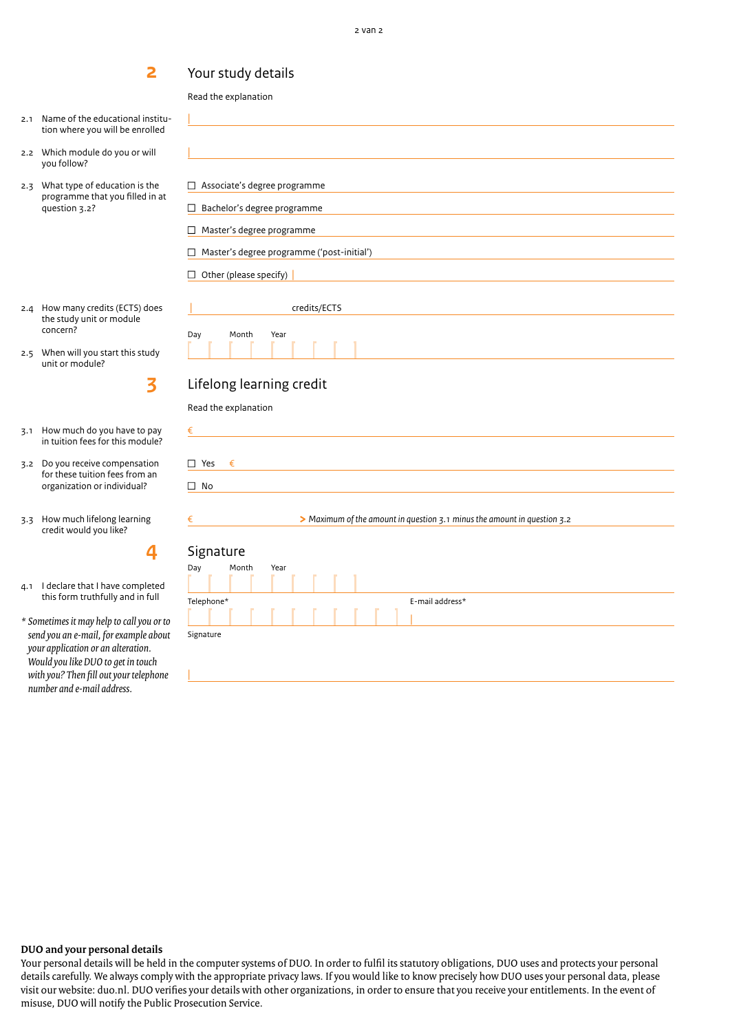## 2 Your study details

Read the explanation

2.1 Name of the educational institution where you will be enrolled

2.2 Which module do you or will you follow?

2.3 What type of education is the programme that you filled in at question 3.2?

- ☐ Associate's degree programme
- ☐ Bachelor's degree programme
- ☐ Master's degree programme
- ☐ Master's degree programme ('post-initial')
- ☐ Other (please specify)

2.4 How many credits (ECTS) does the study unit or module concern?

credits/ECTS

2.5 When will you start this study unit or module?

Day Month Year

## 3 Lifelong learning credit

Read the explanation

3.1 How much do you have to pay in tuition fees for this module?

€

3.2 Do you receive compensation for these tuition fees from an organization or individual?

- ☐ Yes €
- ☐ No

3.3 How much lifelong learning credit would you like?

€ *> Maximum of the amount in question 3.1 minus the amount in question 3.2*

## 4 Signature

4.1 I declare that I have completed this form truthfully and in full

Day Month Year

Telephone* E-mail address*

Signature

*\* Sometimes it may help to call you or to send you an e-mail, for example about your application or an alteration. Would you like DUO to get in touch with you? Then fill out your telephone number and e-mail address.*

**DUO and your personal details**

Your personal details will be held in the computer systems of DUO. In order to fulfil its statutory obligations, DUO uses and protects your personal details carefully. We always comply with the appropriate privacy laws. If you would like to know precisely how DUO uses your personal data, please visit our website: duo.nl. DUO verifies your details with other organizations, in order to ensure that you receive your entitlements. In the event of misuse, DUO will notify the Public Prosecution Service.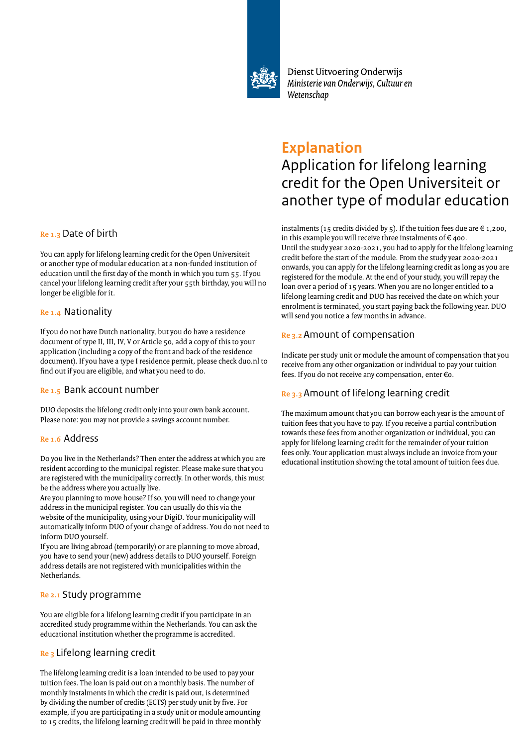Dienst Uitvoering Onderwijs
*Ministerie van Onderwijs, Cultuur en Wetenschap*

# Explanation

## Application for lifelong learning credit for the Open Universiteit or another type of modular education

### Re 1.3 Date of birth

You can apply for lifelong learning credit for the Open Universiteit or another type of modular education at a non-funded institution of education until the first day of the month in which you turn 55. If you cancel your lifelong learning credit after your 55th birthday, you will no longer be eligible for it.

### Re 1.4 Nationality

If you do not have Dutch nationality, but you do have a residence document of type II, III, IV, V or Article 50, add a copy of this to your application (including a copy of the front and back of the residence document). If you have a type I residence permit, please check duo.nl to find out if you are eligible, and what you need to do.

### Re 1.5 Bank account number

DUO deposits the lifelong credit only into your own bank account. Please note: you may not provide a savings account number.

### Re 1.6 Address

Do you live in the Netherlands? Then enter the address at which you are resident according to the municipal register. Please make sure that you are registered with the municipality correctly. In other words, this must be the address where you actually live.
Are you planning to move house? If so, you will need to change your address in the municipal register. You can usually do this via the website of the municipality, using your DigiD. Your municipality will automatically inform DUO of your change of address. You do not need to inform DUO yourself.
If you are living abroad (temporarily) or are planning to move abroad, you have to send your (new) address details to DUO yourself. Foreign address details are not registered with municipalities within the Netherlands.

### Re 2.1 Study programme

You are eligible for a lifelong learning credit if you participate in an accredited study programme within the Netherlands. You can ask the educational institution whether the programme is accredited.

### Re 3 Lifelong learning credit

The lifelong learning credit is a loan intended to be used to pay your tuition fees. The loan is paid out on a monthly basis. The number of monthly instalments in which the credit is paid out, is determined by dividing the number of credits (ECTS) per study unit by five. For example, if you are participating in a study unit or module amounting to 15 credits, the lifelong learning credit will be paid in three monthly instalments (15 credits divided by 5). If the tuition fees due are € 1,200, in this example you will receive three instalments of € 400.
Until the study year 2020-2021, you had to apply for the lifelong learning credit before the start of the module. From the study year 2020-2021 onwards, you can apply for the lifelong learning credit as long as you are registered for the module. At the end of your study, you will repay the loan over a period of 15 years. When you are no longer entitled to a lifelong learning credit and DUO has received the date on which your enrolment is terminated, you start paying back the following year. DUO will send you notice a few months in advance.

### Re 3.2 Amount of compensation

Indicate per study unit or module the amount of compensation that you receive from any other organization or individual to pay your tuition fees. If you do not receive any compensation, enter €0.

### Re 3.3 Amount of lifelong learning credit

The maximum amount that you can borrow each year is the amount of tuition fees that you have to pay. If you receive a partial contribution towards these fees from another organization or individual, you can apply for lifelong learning credit for the remainder of your tuition fees only. Your application must always include an invoice from your educational institution showing the total amount of tuition fees due.